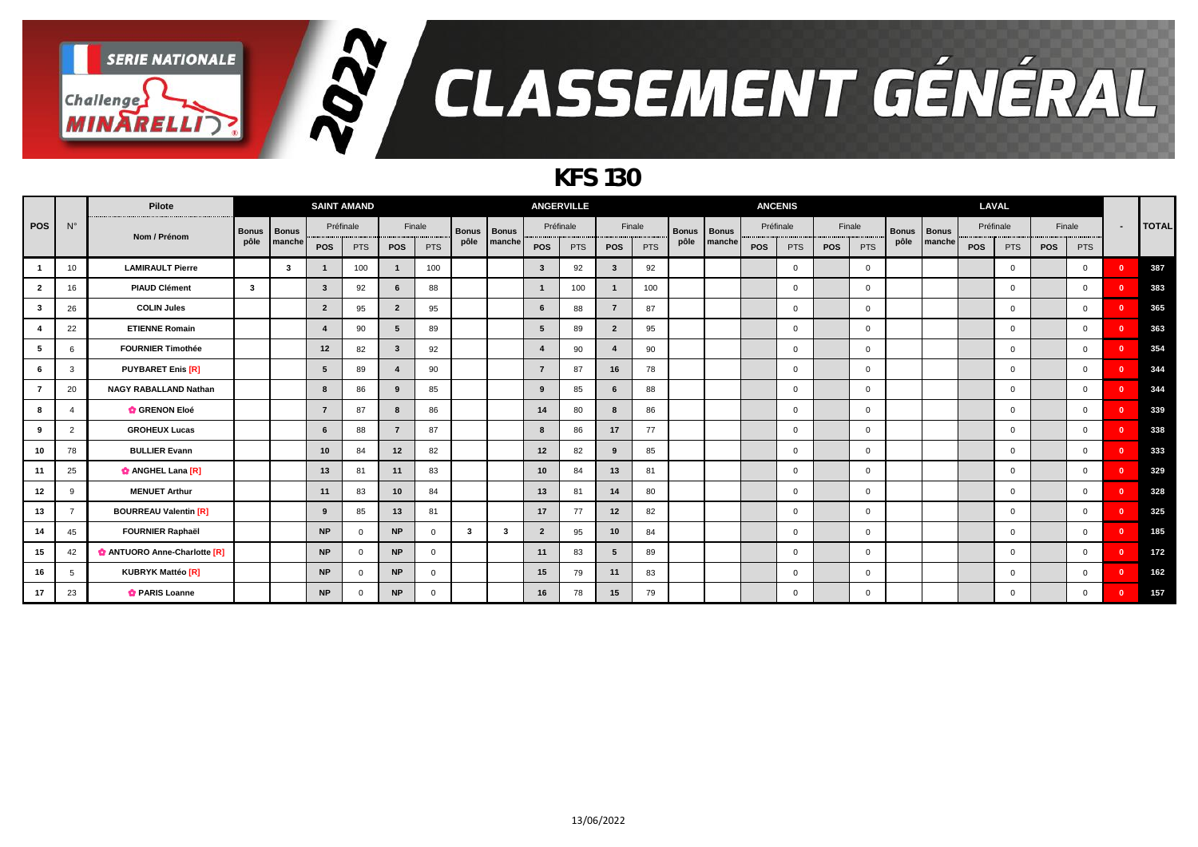# CLASSEMENT GÉNÉRAL

SERIE NATIONALE Challenge MINARELLI 2022

## KFS 130

| POS | N° | Pilote | SAINT AMAND | | | | | | ANGERVILLE | | | | | | | | ANCENIS | | | | | | | | LAVAL | | | | | | | | - | TOTAL |
|---|---|---|---|---|---|---|---|---|---|---|---|---|---|---|---|---|---|---|---|---|---|---|---|---|---|---|---|---|---|---|---|---|---|---|
| | | Nom / Prénom | Bonus pôle | Bonus manche | Préfinale | | Finale | | Bonus pôle | Bonus manche | Préfinale | | Finale | | Bonus pôle | Bonus manche | Préfinale | | Finale | | Bonus pôle | Bonus manche | Préfinale | | Finale | | | |
| | | | | | POS | PTS | POS | PTS | | | POS | PTS | POS | PTS | | | POS | PTS | POS | PTS | | | POS | PTS | POS | PTS | | |
| 1 | 10 | LAMIRAULT Pierre | | 3 | 1 | 100 | 1 | 100 | | | 3 | 92 | 3 | 92 | | | | 0 | | 0 | | | | 0 | | 0 | 0 | 387 |
| 2 | 16 | PIAUD Clément | 3 | | 3 | 92 | 6 | 88 | | | 1 | 100 | 1 | 100 | | | | 0 | | 0 | | | | 0 | | 0 | 0 | 383 |
| 3 | 26 | COLIN Jules | | | 2 | 95 | 2 | 95 | | | 6 | 88 | 7 | 87 | | | | 0 | | 0 | | | | 0 | | 0 | 0 | 365 |
| 4 | 22 | ETIENNE Romain | | | 4 | 90 | 5 | 89 | | | 5 | 89 | 2 | 95 | | | | 0 | | 0 | | | | 0 | | 0 | 0 | 363 |
| 5 | 6 | FOURNIER Timothée | | | 12 | 82 | 3 | 92 | | | 4 | 90 | 4 | 90 | | | | 0 | | 0 | | | | 0 | | 0 | 0 | 354 |
| 6 | 3 | PUYBARET Enis [R] | | | 5 | 89 | 4 | 90 | | | 7 | 87 | 16 | 78 | | | | 0 | | 0 | | | | 0 | | 0 | 0 | 344 |
| 7 | 20 | NAGY RABALLAND Nathan | | | 8 | 86 | 9 | 85 | | | 9 | 85 | 6 | 88 | | | | 0 | | 0 | | | | 0 | | 0 | 0 | 344 |
| 8 | 4 | GRENON Eloé | | | 7 | 87 | 8 | 86 | | | 14 | 80 | 8 | 86 | | | | 0 | | 0 | | | | 0 | | 0 | 0 | 339 |
| 9 | 2 | GROHEUX Lucas | | | 6 | 88 | 7 | 87 | | | 8 | 86 | 17 | 77 | | | | 0 | | 0 | | | | 0 | | 0 | 0 | 338 |
| 10 | 78 | BULLIER Evann | | | 10 | 84 | 12 | 82 | | | 12 | 82 | 9 | 85 | | | | 0 | | 0 | | | | 0 | | 0 | 0 | 333 |
| 11 | 25 | ANGHEL Lana [R] | | | 13 | 81 | 11 | 83 | | | 10 | 84 | 13 | 81 | | | | 0 | | 0 | | | | 0 | | 0 | 0 | 329 |
| 12 | 9 | MENUET Arthur | | | 11 | 83 | 10 | 84 | | | 13 | 81 | 14 | 80 | | | | 0 | | 0 | | | | 0 | | 0 | 0 | 328 |
| 13 | 7 | BOURREAU Valentin [R] | | | 9 | 85 | 13 | 81 | | | 17 | 77 | 12 | 82 | | | | 0 | | 0 | | | | 0 | | 0 | 0 | 325 |
| 14 | 45 | FOURNIER Raphaël | | | NP | 0 | NP | 0 | 3 | 3 | 2 | 95 | 10 | 84 | | | | 0 | | 0 | | | | 0 | | 0 | 0 | 185 |
| 15 | 42 | ANTUORO Anne-Charlotte [R] | | | NP | 0 | NP | 0 | | | 11 | 83 | 5 | 89 | | | | 0 | | 0 | | | | 0 | | 0 | 0 | 172 |
| 16 | 5 | KUBRYK Mattéo [R] | | | NP | 0 | NP | 0 | | | 15 | 79 | 11 | 83 | | | | 0 | | 0 | | | | 0 | | 0 | 0 | 162 |
| 17 | 23 | PARIS Loanne | | | NP | 0 | NP | 0 | | | 16 | 78 | 15 | 79 | | | | 0 | | 0 | | | | 0 | | 0 | 0 | 157 |

13/06/2022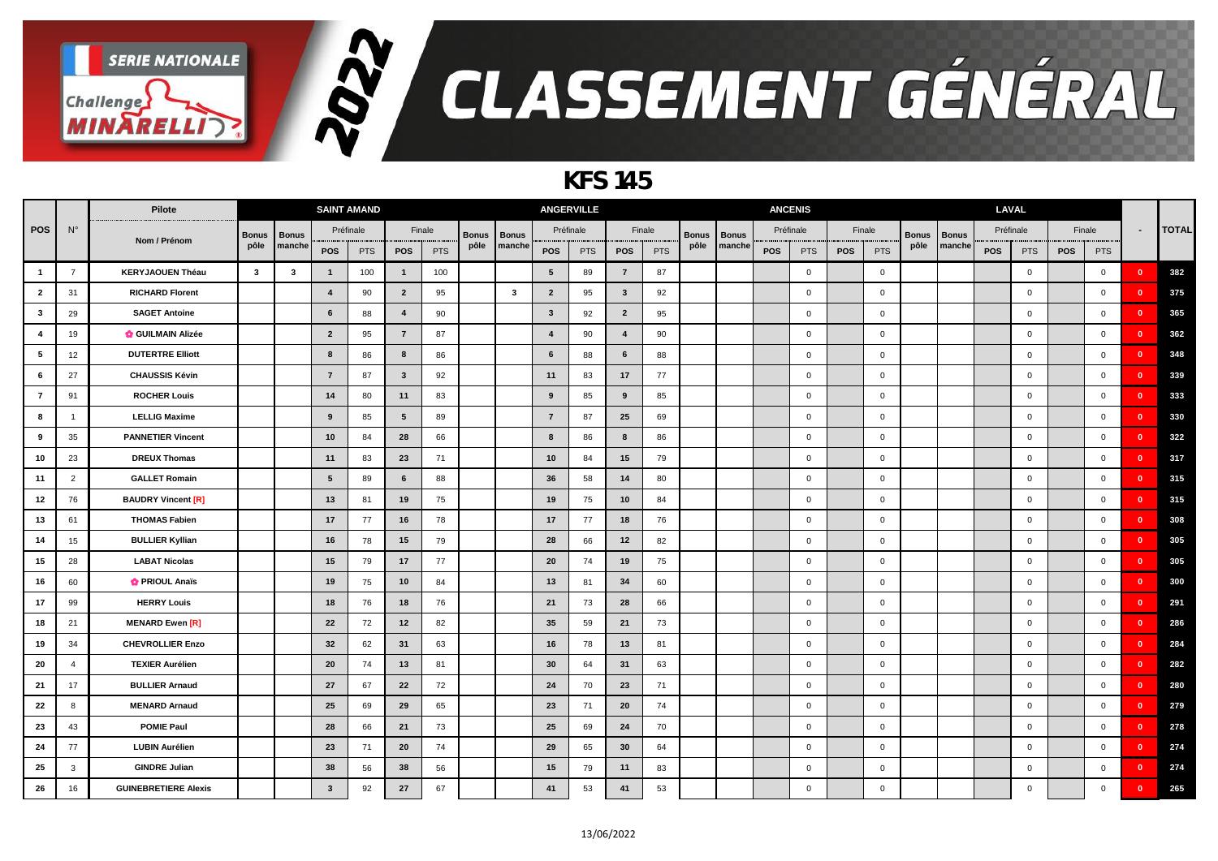# SERIE NATIONALE Challenge MINARELLI 2022 CLASSEMENT GÉNÉRAL

## KFS 145

| POS | N° | Pilote | SAINT AMAND | | | | | | ANGERVILLE | | | | | | ANCENIS | | | | | | LAVAL | | | | | | - | TOTAL |
|---|---|---|---|---|---|---|---|---|---|---|---|---|---|---|---|---|---|---|---|---|---|---|---|---|---|---|---|---|
| | | Nom / Prénom | Bonus pôle | Bonus manche | Préfinale | | Finale | | Bonus pôle | Bonus manche | Préfinale | | Finale | | Bonus pôle | Bonus manche | Préfinale | | Finale | | Bonus pôle | Bonus manche | Préfinale | | Finale | | | |
| | | | | | POS | PTS | POS | PTS | | | POS | PTS | POS | PTS | | | POS | PTS | POS | PTS | | | POS | PTS | POS | PTS | | |
| 1 | 7 | KERYJAOUEN Théau | 3 | 3 | 1 | 100 | 1 | 100 | | | 5 | 89 | 7 | 87 | | | | 0 | | 0 | | | | 0 | | 0 | 0 | 382 |
| 2 | 31 | RICHARD Florent | | | 4 | 90 | 2 | 95 | | 3 | 2 | 95 | 3 | 92 | | | | 0 | | 0 | | | | 0 | | 0 | 0 | 375 |
| 3 | 29 | SAGET Antoine | | | 6 | 88 | 4 | 90 | | | 3 | 92 | 2 | 95 | | | | 0 | | 0 | | | | 0 | | 0 | 0 | 365 |
| 4 | 19 | ✿ GUILMAIN Alizée | | | 2 | 95 | 7 | 87 | | | 4 | 90 | 4 | 90 | | | | 0 | | 0 | | | | 0 | | 0 | 0 | 362 |
| 5 | 12 | DUTERTRE Elliott | | | 8 | 86 | 8 | 86 | | | 6 | 88 | 6 | 88 | | | | 0 | | 0 | | | | 0 | | 0 | 0 | 348 |
| 6 | 27 | CHAUSSIS Kévin | | | 7 | 87 | 3 | 92 | | | 11 | 83 | 17 | 77 | | | | 0 | | 0 | | | | 0 | | 0 | 0 | 339 |
| 7 | 91 | ROCHER Louis | | | 14 | 80 | 11 | 83 | | | 9 | 85 | 9 | 85 | | | | 0 | | 0 | | | | 0 | | 0 | 0 | 333 |
| 8 | 1 | LELLIG Maxime | | | 9 | 85 | 5 | 89 | | | 7 | 87 | 25 | 69 | | | | 0 | | 0 | | | | 0 | | 0 | 0 | 330 |
| 9 | 35 | PANNETIER Vincent | | | 10 | 84 | 28 | 66 | | | 8 | 86 | 8 | 86 | | | | 0 | | 0 | | | | 0 | | 0 | 0 | 322 |
| 10 | 23 | DREUX Thomas | | | 11 | 83 | 23 | 71 | | | 10 | 84 | 15 | 79 | | | | 0 | | 0 | | | | 0 | | 0 | 0 | 317 |
| 11 | 2 | GALLET Romain | | | 5 | 89 | 6 | 88 | | | 36 | 58 | 14 | 80 | | | | 0 | | 0 | | | | 0 | | 0 | 0 | 315 |
| 12 | 76 | BAUDRY Vincent [R] | | | 13 | 81 | 19 | 75 | | | 19 | 75 | 10 | 84 | | | | 0 | | 0 | | | | 0 | | 0 | 0 | 315 |
| 13 | 61 | THOMAS Fabien | | | 17 | 77 | 16 | 78 | | | 17 | 77 | 18 | 76 | | | | 0 | | 0 | | | | 0 | | 0 | 0 | 308 |
| 14 | 15 | BULLIER Kyllian | | | 16 | 78 | 15 | 79 | | | 28 | 66 | 12 | 82 | | | | 0 | | 0 | | | | 0 | | 0 | 0 | 305 |
| 15 | 28 | LABAT Nicolas | | | 15 | 79 | 17 | 77 | | | 20 | 74 | 19 | 75 | | | | 0 | | 0 | | | | 0 | | 0 | 0 | 305 |
| 16 | 60 | ✿ PRIOUL Anaïs | | | 19 | 75 | 10 | 84 | | | 13 | 81 | 34 | 60 | | | | 0 | | 0 | | | | 0 | | 0 | 0 | 300 |
| 17 | 99 | HERRY Louis | | | 18 | 76 | 18 | 76 | | | 21 | 73 | 28 | 66 | | | | 0 | | 0 | | | | 0 | | 0 | 0 | 291 |
| 18 | 21 | MENARD Ewen [R] | | | 22 | 72 | 12 | 82 | | | 35 | 59 | 21 | 73 | | | | 0 | | 0 | | | | 0 | | 0 | 0 | 286 |
| 19 | 34 | CHEVROLLIER Enzo | | | 32 | 62 | 31 | 63 | | | 16 | 78 | 13 | 81 | | | | 0 | | 0 | | | | 0 | | 0 | 0 | 284 |
| 20 | 4 | TEXIER Aurélien | | | 20 | 74 | 13 | 81 | | | 30 | 64 | 31 | 63 | | | | 0 | | 0 | | | | 0 | | 0 | 0 | 282 |
| 21 | 17 | BULLIER Arnaud | | | 27 | 67 | 22 | 72 | | | 24 | 70 | 23 | 71 | | | | 0 | | 0 | | | | 0 | | 0 | 0 | 280 |
| 22 | 8 | MENARD Arnaud | | | 25 | 69 | 29 | 65 | | | 23 | 71 | 20 | 74 | | | | 0 | | 0 | | | | 0 | | 0 | 0 | 279 |
| 23 | 43 | POMIE Paul | | | 28 | 66 | 21 | 73 | | | 25 | 69 | 24 | 70 | | | | 0 | | 0 | | | | 0 | | 0 | 0 | 278 |
| 24 | 77 | LUBIN Aurélien | | | 23 | 71 | 20 | 74 | | | 29 | 65 | 30 | 64 | | | | 0 | | 0 | | | | 0 | | 0 | 0 | 274 |
| 25 | 3 | GINDRE Julian | | | 38 | 56 | 38 | 56 | | | 15 | 79 | 11 | 83 | | | | 0 | | 0 | | | | 0 | | 0 | 0 | 274 |
| 26 | 16 | GUINEBRETIERE Alexis | | | 3 | 92 | 27 | 67 | | | 41 | 53 | 41 | 53 | | | | 0 | | 0 | | | | 0 | | 0 | 0 | 265 |

13/06/2022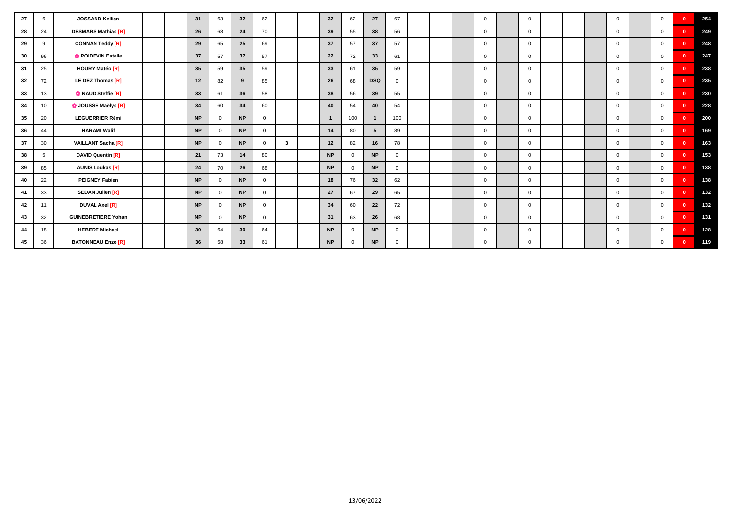| | | | | | | | | | | | | | | | | | | | | | | | | | | | | |
|---|---|---|---|---|---|---|---|---|---|---|---|---|---|---|---|---|---|---|---|---|---|---|---|---|---|---|---|---|
| 27 | 6 | JOSSAND Kellian | | | 31 | 63 | 32 | 62 | | | 32 | 62 | 27 | 67 | | | | 0 | | 0 | | | | 0 | | 0 | 0 | 254 |
| 28 | 24 | DESMARS Mathias [R] | | | 26 | 68 | 24 | 70 | | | 39 | 55 | 38 | 56 | | | | 0 | | 0 | | | | 0 | | 0 | 0 | 249 |
| 29 | 9 | CONNAN Teddy [R] | | | 29 | 65 | 25 | 69 | | | 37 | 57 | 37 | 57 | | | | 0 | | 0 | | | | 0 | | 0 | 0 | 248 |
| 30 | 96 | ✿ POIDEVIN Estelle | | | 37 | 57 | 37 | 57 | | | 22 | 72 | 33 | 61 | | | | 0 | | 0 | | | | 0 | | 0 | 0 | 247 |
| 31 | 25 | HOURY Matéo [R] | | | 35 | 59 | 35 | 59 | | | 33 | 61 | 35 | 59 | | | | 0 | | 0 | | | | 0 | | 0 | 0 | 238 |
| 32 | 72 | LE DEZ Thomas [R] | | | 12 | 82 | 9 | 85 | | | 26 | 68 | DSQ | 0 | | | | 0 | | 0 | | | | 0 | | 0 | 0 | 235 |
| 33 | 13 | ✿ NAUD Steffie [R] | | | 33 | 61 | 36 | 58 | | | 38 | 56 | 39 | 55 | | | | 0 | | 0 | | | | 0 | | 0 | 0 | 230 |
| 34 | 10 | ✿ JOUSSE Maëlys [R] | | | 34 | 60 | 34 | 60 | | | 40 | 54 | 40 | 54 | | | | 0 | | 0 | | | | 0 | | 0 | 0 | 228 |
| 35 | 20 | LEGUERRIER Rémi | | | NP | 0 | NP | 0 | | | 1 | 100 | 1 | 100 | | | | 0 | | 0 | | | | 0 | | 0 | 0 | 200 |
| 36 | 44 | HARAMI Walif | | | NP | 0 | NP | 0 | | | 14 | 80 | 5 | 89 | | | | 0 | | 0 | | | | 0 | | 0 | 0 | 169 |
| 37 | 30 | VAILLANT Sacha [R] | | | NP | 0 | NP | 0 | 3 | | 12 | 82 | 16 | 78 | | | | 0 | | 0 | | | | 0 | | 0 | 0 | 163 |
| 38 | 5 | DAVID Quentin [R] | | | 21 | 73 | 14 | 80 | | | NP | 0 | NP | 0 | | | | 0 | | 0 | | | | 0 | | 0 | 0 | 153 |
| 39 | 85 | AUNIS Loukas [R] | | | 24 | 70 | 26 | 68 | | | NP | 0 | NP | 0 | | | | 0 | | 0 | | | | 0 | | 0 | 0 | 138 |
| 40 | 22 | PEIGNEY Fabien | | | NP | 0 | NP | 0 | | | 18 | 76 | 32 | 62 | | | | 0 | | 0 | | | | 0 | | 0 | 0 | 138 |
| 41 | 33 | SEDAN Julien [R] | | | NP | 0 | NP | 0 | | | 27 | 67 | 29 | 65 | | | | 0 | | 0 | | | | 0 | | 0 | 0 | 132 |
| 42 | 11 | DUVAL Axel [R] | | | NP | 0 | NP | 0 | | | 34 | 60 | 22 | 72 | | | | 0 | | 0 | | | | 0 | | 0 | 0 | 132 |
| 43 | 32 | GUINEBRETIERE Yohan | | | NP | 0 | NP | 0 | | | 31 | 63 | 26 | 68 | | | | 0 | | 0 | | | | 0 | | 0 | 0 | 131 |
| 44 | 18 | HEBERT Michael | | | 30 | 64 | 30 | 64 | | | NP | 0 | NP | 0 | | | | 0 | | 0 | | | | 0 | | 0 | 0 | 128 |
| 45 | 36 | BATONNEAU Enzo [R] | | | 36 | 58 | 33 | 61 | | | NP | 0 | NP | 0 | | | | 0 | | 0 | | | | 0 | | 0 | 0 | 119 |

13/06/2022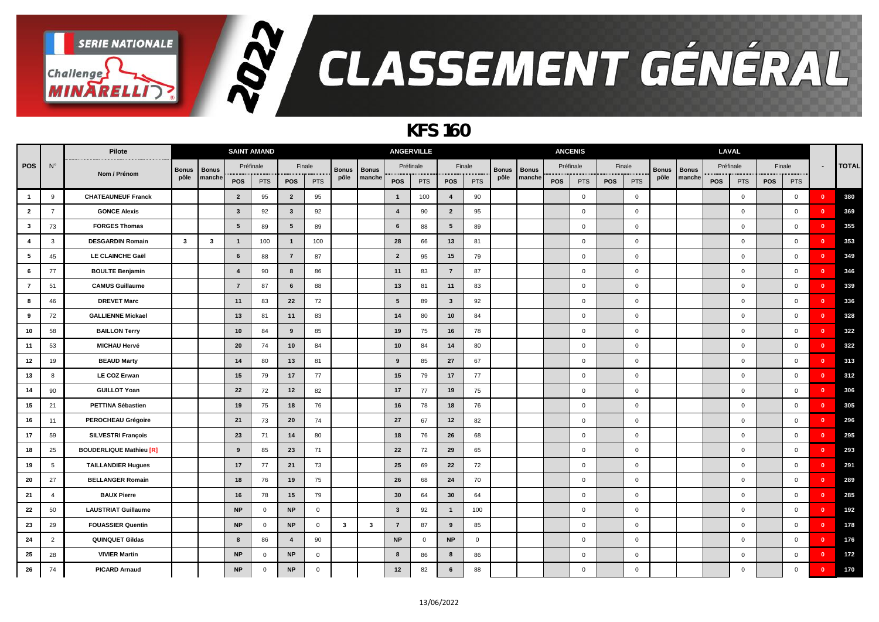# SERIE NATIONALE Challenge MINARELLI 2022 CLASSEMENT GÉNÉRAL

## KFS 160

| POS | N° | Pilote | SAINT AMAND | | | | | | ANGERVILLE | | | | | | | | ANCENIS | | | | | | | | LAVAL | | | | | | | | - | TOTAL |
|---|---|---|---|---|---|---|---|---|---|---|---|---|---|---|---|---|---|---|---|---|---|---|---|---|---|---|---|---|---|---|---|---|---|---|
| | | Nom / Prénom | Bonus pôle | Bonus manche | Préfinale | | Finale | | Bonus pôle | Bonus manche | Préfinale | | Finale | | Bonus pôle | Bonus manche | Préfinale | | Finale | | Bonus pôle | Bonus manche | Préfinale | | Finale | | | |
| | | | | | POS | PTS | POS | PTS | | | POS | PTS | POS | PTS | | | POS | PTS | POS | PTS | | | POS | PTS | POS | PTS | | |
| 1 | 9 | CHATEAUNEUF Franck | | | 2 | 95 | 2 | 95 | | | 1 | 100 | 4 | 90 | | | | 0 | | 0 | | | | 0 | | 0 | 0 | 380 |
| 2 | 7 | GONCE Alexis | | | 3 | 92 | 3 | 92 | | | 4 | 90 | 2 | 95 | | | | 0 | | 0 | | | | 0 | | 0 | 0 | 369 |
| 3 | 73 | FORGES Thomas | | | 5 | 89 | 5 | 89 | | | 6 | 88 | 5 | 89 | | | | 0 | | 0 | | | | 0 | | 0 | 0 | 355 |
| 4 | 3 | DESGARDIN Romain | 3 | 3 | 1 | 100 | 1 | 100 | | | 28 | 66 | 13 | 81 | | | | 0 | | 0 | | | | 0 | | 0 | 0 | 353 |
| 5 | 45 | LE CLAINCHE Gaël | | | 6 | 88 | 7 | 87 | | | 2 | 95 | 15 | 79 | | | | 0 | | 0 | | | | 0 | | 0 | 0 | 349 |
| 6 | 77 | BOULTE Benjamin | | | 4 | 90 | 8 | 86 | | | 11 | 83 | 7 | 87 | | | | 0 | | 0 | | | | 0 | | 0 | 0 | 346 |
| 7 | 51 | CAMUS Guillaume | | | 7 | 87 | 6 | 88 | | | 13 | 81 | 11 | 83 | | | | 0 | | 0 | | | | 0 | | 0 | 0 | 339 |
| 8 | 46 | DREVET Marc | | | 11 | 83 | 22 | 72 | | | 5 | 89 | 3 | 92 | | | | 0 | | 0 | | | | 0 | | 0 | 0 | 336 |
| 9 | 72 | GALLIENNE Mickael | | | 13 | 81 | 11 | 83 | | | 14 | 80 | 10 | 84 | | | | 0 | | 0 | | | | 0 | | 0 | 0 | 328 |
| 10 | 58 | BAILLON Terry | | | 10 | 84 | 9 | 85 | | | 19 | 75 | 16 | 78 | | | | 0 | | 0 | | | | 0 | | 0 | 0 | 322 |
| 11 | 53 | MICHAU Hervé | | | 20 | 74 | 10 | 84 | | | 10 | 84 | 14 | 80 | | | | 0 | | 0 | | | | 0 | | 0 | 0 | 322 |
| 12 | 19 | BEAUD Marty | | | 14 | 80 | 13 | 81 | | | 9 | 85 | 27 | 67 | | | | 0 | | 0 | | | | 0 | | 0 | 0 | 313 |
| 13 | 8 | LE COZ Erwan | | | 15 | 79 | 17 | 77 | | | 15 | 79 | 17 | 77 | | | | 0 | | 0 | | | | 0 | | 0 | 0 | 312 |
| 14 | 90 | GUILLOT Yoan | | | 22 | 72 | 12 | 82 | | | 17 | 77 | 19 | 75 | | | | 0 | | 0 | | | | 0 | | 0 | 0 | 306 |
| 15 | 21 | PETTINA Sébastien | | | 19 | 75 | 18 | 76 | | | 16 | 78 | 18 | 76 | | | | 0 | | 0 | | | | 0 | | 0 | 0 | 305 |
| 16 | 11 | PEROCHEAU Grégoire | | | 21 | 73 | 20 | 74 | | | 27 | 67 | 12 | 82 | | | | 0 | | 0 | | | | 0 | | 0 | 0 | 296 |
| 17 | 59 | SILVESTRI François | | | 23 | 71 | 14 | 80 | | | 18 | 76 | 26 | 68 | | | | 0 | | 0 | | | | 0 | | 0 | 0 | 295 |
| 18 | 25 | BOUDERLIQUE Mathieu [R] | | | 9 | 85 | 23 | 71 | | | 22 | 72 | 29 | 65 | | | | 0 | | 0 | | | | 0 | | 0 | 0 | 293 |
| 19 | 5 | TAILLANDIER Hugues | | | 17 | 77 | 21 | 73 | | | 25 | 69 | 22 | 72 | | | | 0 | | 0 | | | | 0 | | 0 | 0 | 291 |
| 20 | 27 | BELLANGER Romain | | | 18 | 76 | 19 | 75 | | | 26 | 68 | 24 | 70 | | | | 0 | | 0 | | | | 0 | | 0 | 0 | 289 |
| 21 | 4 | BAUX Pierre | | | 16 | 78 | 15 | 79 | | | 30 | 64 | 30 | 64 | | | | 0 | | 0 | | | | 0 | | 0 | 0 | 285 |
| 22 | 50 | LAUSTRIAT Guillaume | | | NP | 0 | NP | 0 | | | 3 | 92 | 1 | 100 | | | | 0 | | 0 | | | | 0 | | 0 | 0 | 192 |
| 23 | 29 | FOUASSIER Quentin | | | NP | 0 | NP | 0 | 3 | 3 | 7 | 87 | 9 | 85 | | | | 0 | | 0 | | | | 0 | | 0 | 0 | 178 |
| 24 | 2 | QUINQUET Gildas | | | 8 | 86 | 4 | 90 | | | NP | 0 | NP | 0 | | | | 0 | | 0 | | | | 0 | | 0 | 0 | 176 |
| 25 | 28 | VIVIER Martin | | | NP | 0 | NP | 0 | | | 8 | 86 | 8 | 86 | | | | 0 | | 0 | | | | 0 | | 0 | 0 | 172 |
| 26 | 74 | PICARD Arnaud | | | NP | 0 | NP | 0 | | | 12 | 82 | 6 | 88 | | | | 0 | | 0 | | | | 0 | | 0 | 0 | 170 |

13/06/2022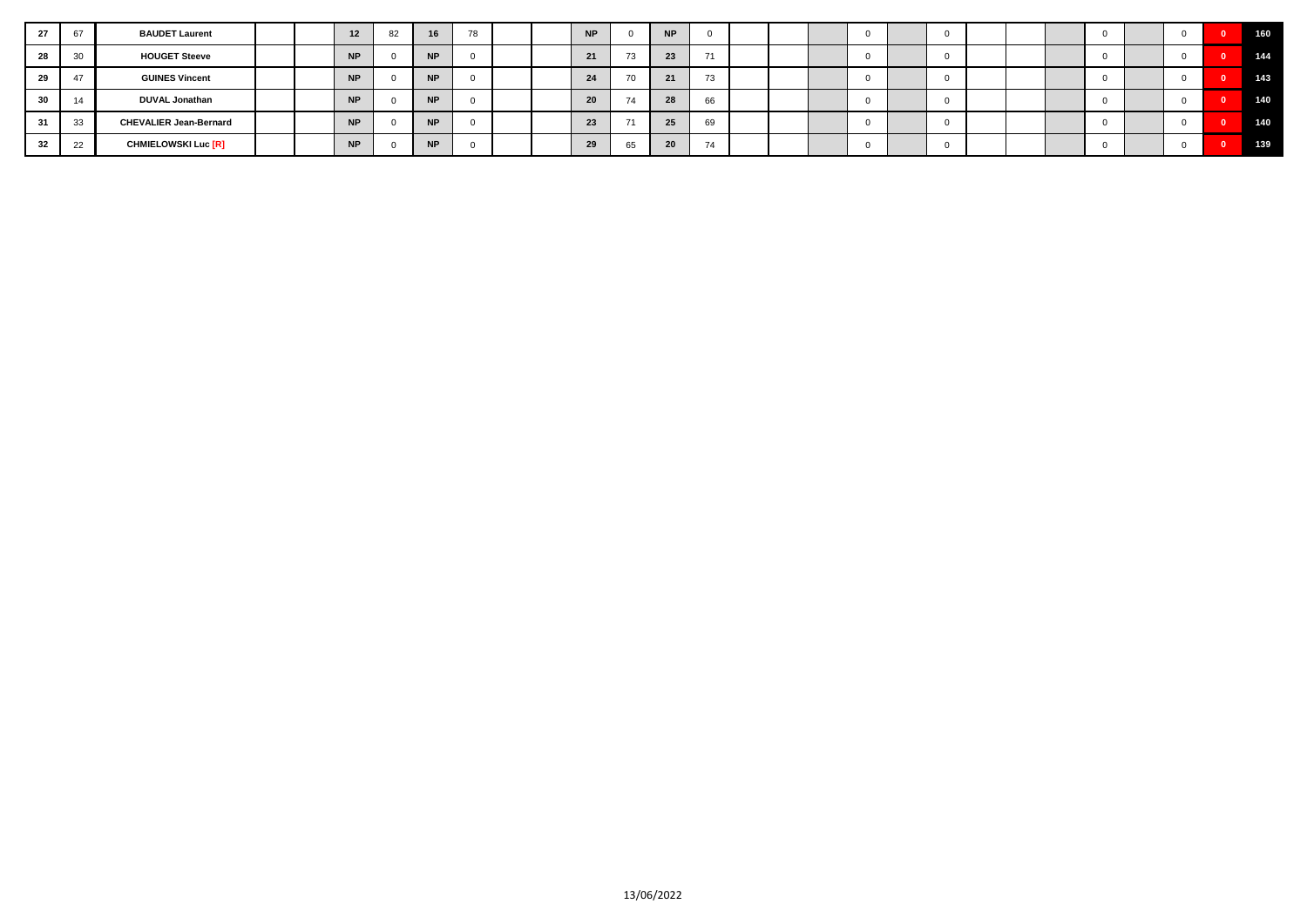| | | | | | | | | | | | | | | | | | | | | | | | | | | | | |
|---|---|---|---|---|---|---|---|---|---|---|---|---|---|---|---|---|---|---|---|---|---|---|---|---|---|---|---|---|
| **27** | 67 | **BAUDET Laurent** | | | **12** | 82 | **16** | 78 | | | **NP** | 0 | **NP** | 0 | | | | 0 | | 0 | | | | 0 | | 0 | **0** | **160** |
| **28** | 30 | **HOUGET Steeve** | | | **NP** | 0 | **NP** | 0 | | | **21** | 73 | **23** | 71 | | | | 0 | | 0 | | | | 0 | | 0 | **0** | **144** |
| **29** | 47 | **GUINES Vincent** | | | **NP** | 0 | **NP** | 0 | | | **24** | 70 | **21** | 73 | | | | 0 | | 0 | | | | 0 | | 0 | **0** | **143** |
| **30** | 14 | **DUVAL Jonathan** | | | **NP** | 0 | **NP** | 0 | | | **20** | 74 | **28** | 66 | | | | 0 | | 0 | | | | 0 | | 0 | **0** | **140** |
| **31** | 33 | **CHEVALIER Jean-Bernard** | | | **NP** | 0 | **NP** | 0 | | | **23** | 71 | **25** | 69 | | | | 0 | | 0 | | | | 0 | | 0 | **0** | **140** |
| **32** | 22 | **CHMIELOWSKI Luc [R]** | | | **NP** | 0 | **NP** | 0 | | | **29** | 65 | **20** | 74 | | | | 0 | | 0 | | | | 0 | | 0 | **0** | **139** |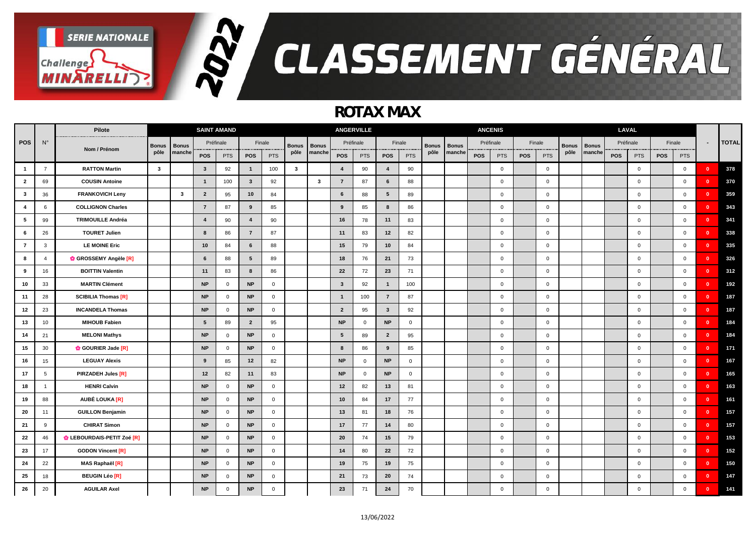# SERIE NATIONALE Challenge MINARELLI 2022 CLASSEMENT GÉNÉRAL

## ROTAX MAX

| POS | N° | Pilote | SAINT AMAND | | | | | | ANGERVILLE | | | | | | | | ANCENIS | | | | | | | | LAVAL | | | | | | | | - | TOTAL |
|---|---|---|---|---|---|---|---|---|---|---|---|---|---|---|---|---|---|---|---|---|---|---|---|---|---|---|---|---|---|---|---|---|---|---|
| | | Nom / Prénom | Bonus pôle | Bonus manche | Préfinale | | Finale | | Bonus pôle | Bonus manche | Préfinale | | Finale | | Bonus pôle | Bonus manche | Préfinale | | Finale | | Bonus pôle | Bonus manche | Préfinale | | Finale | | | |
| | | | | | POS | PTS | POS | PTS | | | POS | PTS | POS | PTS | | | POS | PTS | POS | PTS | | | POS | PTS | POS | PTS | | |
| 1 | 7 | RATTON Martin | 3 | | 3 | 92 | 1 | 100 | 3 | | 4 | 90 | 4 | 90 | | | | 0 | | 0 | | | | 0 | | 0 | 0 | 378 |
| 2 | 69 | COUSIN Antoine | | | 1 | 100 | 3 | 92 | | 3 | 7 | 87 | 6 | 88 | | | | 0 | | 0 | | | | 0 | | 0 | 0 | 370 |
| 3 | 36 | FRANKOVICH Leny | | 3 | 2 | 95 | 10 | 84 | | | 6 | 88 | 5 | 89 | | | | 0 | | 0 | | | | 0 | | 0 | 0 | 359 |
| 4 | 6 | COLLIGNON Charles | | | 7 | 87 | 9 | 85 | | | 9 | 85 | 8 | 86 | | | | 0 | | 0 | | | | 0 | | 0 | 0 | 343 |
| 5 | 99 | TRIMOUILLE Andréa | | | 4 | 90 | 4 | 90 | | | 16 | 78 | 11 | 83 | | | | 0 | | 0 | | | | 0 | | 0 | 0 | 341 |
| 6 | 26 | TOURET Julien | | | 8 | 86 | 7 | 87 | | | 11 | 83 | 12 | 82 | | | | 0 | | 0 | | | | 0 | | 0 | 0 | 338 |
| 7 | 3 | LE MOINE Eric | | | 10 | 84 | 6 | 88 | | | 15 | 79 | 10 | 84 | | | | 0 | | 0 | | | | 0 | | 0 | 0 | 335 |
| 8 | 4 | ✿ GROSSEMY Angèle [R] | | | 6 | 88 | 5 | 89 | | | 18 | 76 | 21 | 73 | | | | 0 | | 0 | | | | 0 | | 0 | 0 | 326 |
| 9 | 16 | BOITTIN Valentin | | | 11 | 83 | 8 | 86 | | | 22 | 72 | 23 | 71 | | | | 0 | | 0 | | | | 0 | | 0 | 0 | 312 |
| 10 | 33 | MARTIN Clément | | | NP | 0 | NP | 0 | | | 3 | 92 | 1 | 100 | | | | 0 | | 0 | | | | 0 | | 0 | 0 | 192 |
| 11 | 28 | SCIBILIA Thomas [R] | | | NP | 0 | NP | 0 | | | 1 | 100 | 7 | 87 | | | | 0 | | 0 | | | | 0 | | 0 | 0 | 187 |
| 12 | 23 | INCANDELA Thomas | | | NP | 0 | NP | 0 | | | 2 | 95 | 3 | 92 | | | | 0 | | 0 | | | | 0 | | 0 | 0 | 187 |
| 13 | 10 | MIHOUB Fabien | | | 5 | 89 | 2 | 95 | | | NP | 0 | NP | 0 | | | | 0 | | 0 | | | | 0 | | 0 | 0 | 184 |
| 14 | 21 | MELONI Mathys | | | NP | 0 | NP | 0 | | | 5 | 89 | 2 | 95 | | | | 0 | | 0 | | | | 0 | | 0 | 0 | 184 |
| 15 | 30 | ✿ GOURIER Jade [R] | | | NP | 0 | NP | 0 | | | 8 | 86 | 9 | 85 | | | | 0 | | 0 | | | | 0 | | 0 | 0 | 171 |
| 16 | 15 | LEGUAY Alexis | | | 9 | 85 | 12 | 82 | | | NP | 0 | NP | 0 | | | | 0 | | 0 | | | | 0 | | 0 | 0 | 167 |
| 17 | 5 | PIRZADEH Jules [R] | | | 12 | 82 | 11 | 83 | | | NP | 0 | NP | 0 | | | | 0 | | 0 | | | | 0 | | 0 | 0 | 165 |
| 18 | 1 | HENRI Calvin | | | NP | 0 | NP | 0 | | | 12 | 82 | 13 | 81 | | | | 0 | | 0 | | | | 0 | | 0 | 0 | 163 |
| 19 | 88 | AUBÉ LOUKA [R] | | | NP | 0 | NP | 0 | | | 10 | 84 | 17 | 77 | | | | 0 | | 0 | | | | 0 | | 0 | 0 | 161 |
| 20 | 11 | GUILLON Benjamin | | | NP | 0 | NP | 0 | | | 13 | 81 | 18 | 76 | | | | 0 | | 0 | | | | 0 | | 0 | 0 | 157 |
| 21 | 9 | CHIRAT Simon | | | NP | 0 | NP | 0 | | | 17 | 77 | 14 | 80 | | | | 0 | | 0 | | | | 0 | | 0 | 0 | 157 |
| 22 | 46 | ✿ LEBOURDAIS-PETIT Zoé [R] | | | NP | 0 | NP | 0 | | | 20 | 74 | 15 | 79 | | | | 0 | | 0 | | | | 0 | | 0 | 0 | 153 |
| 23 | 17 | GODON Vincent [R] | | | NP | 0 | NP | 0 | | | 14 | 80 | 22 | 72 | | | | 0 | | 0 | | | | 0 | | 0 | 0 | 152 |
| 24 | 22 | MAS Raphaël [R] | | | NP | 0 | NP | 0 | | | 19 | 75 | 19 | 75 | | | | 0 | | 0 | | | | 0 | | 0 | 0 | 150 |
| 25 | 18 | BEUGIN Léo [R] | | | NP | 0 | NP | 0 | | | 21 | 73 | 20 | 74 | | | | 0 | | 0 | | | | 0 | | 0 | 0 | 147 |
| 26 | 20 | AGUILAR Axel | | | NP | 0 | NP | 0 | | | 23 | 71 | 24 | 70 | | | | 0 | | 0 | | | | 0 | | 0 | 0 | 141 |

13/06/2022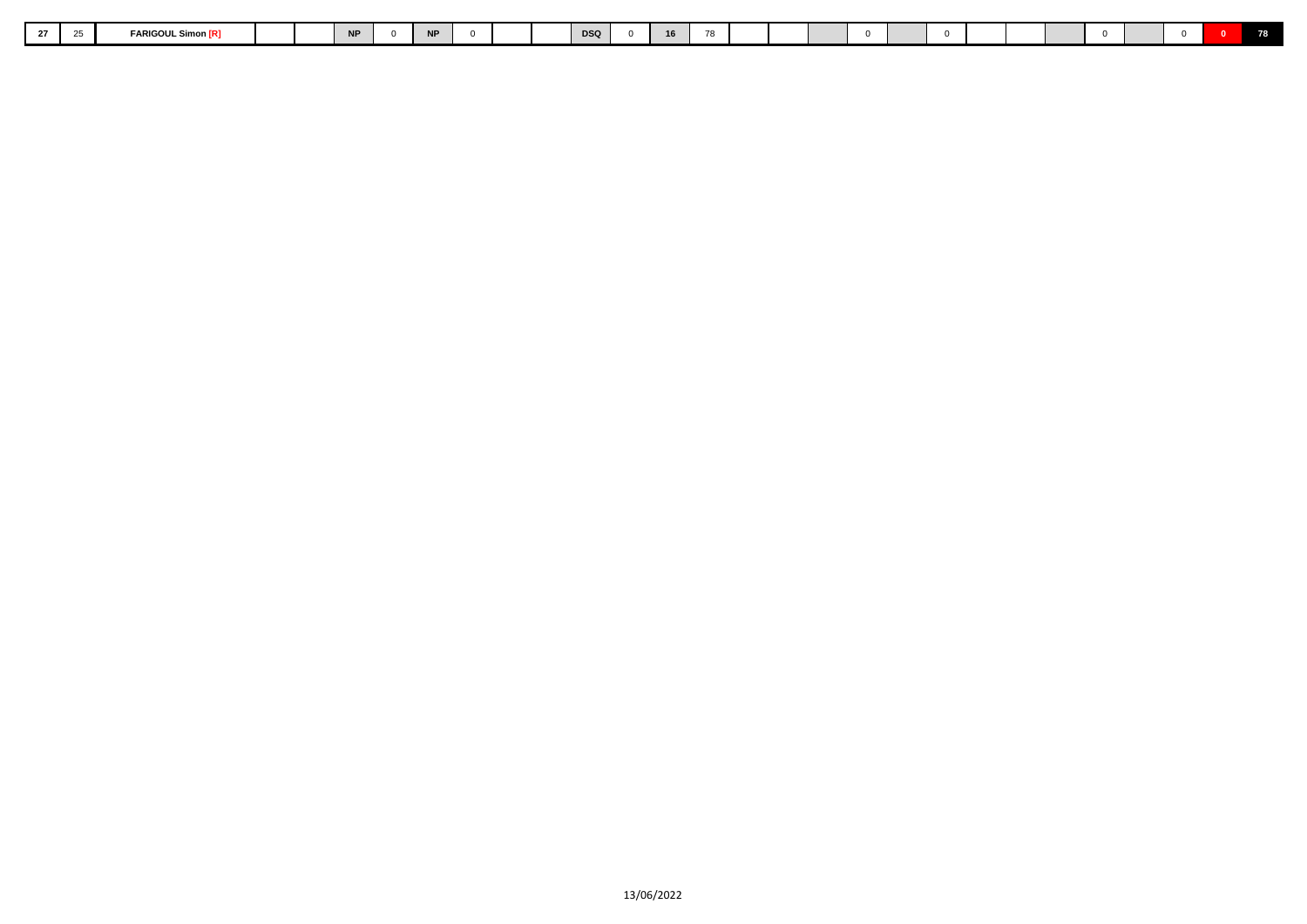| | | | | | | | | | | | | | | | | | | | | | | | | | | | | | | |
|---|---|---|---|---|---|---|---|---|---|---|---|---|---|---|---|---|---|---|---|---|---|---|---|---|---|---|---|---|---|---|
| 27 | 25 | **FARIGOUL Simon [R]** | | | NP | 0 | NP | 0 | | | DSQ | 0 | 16 | 78 | | | | 0 | | 0 | | | | 0 | | 0 | 0 | 78 |

13/06/2022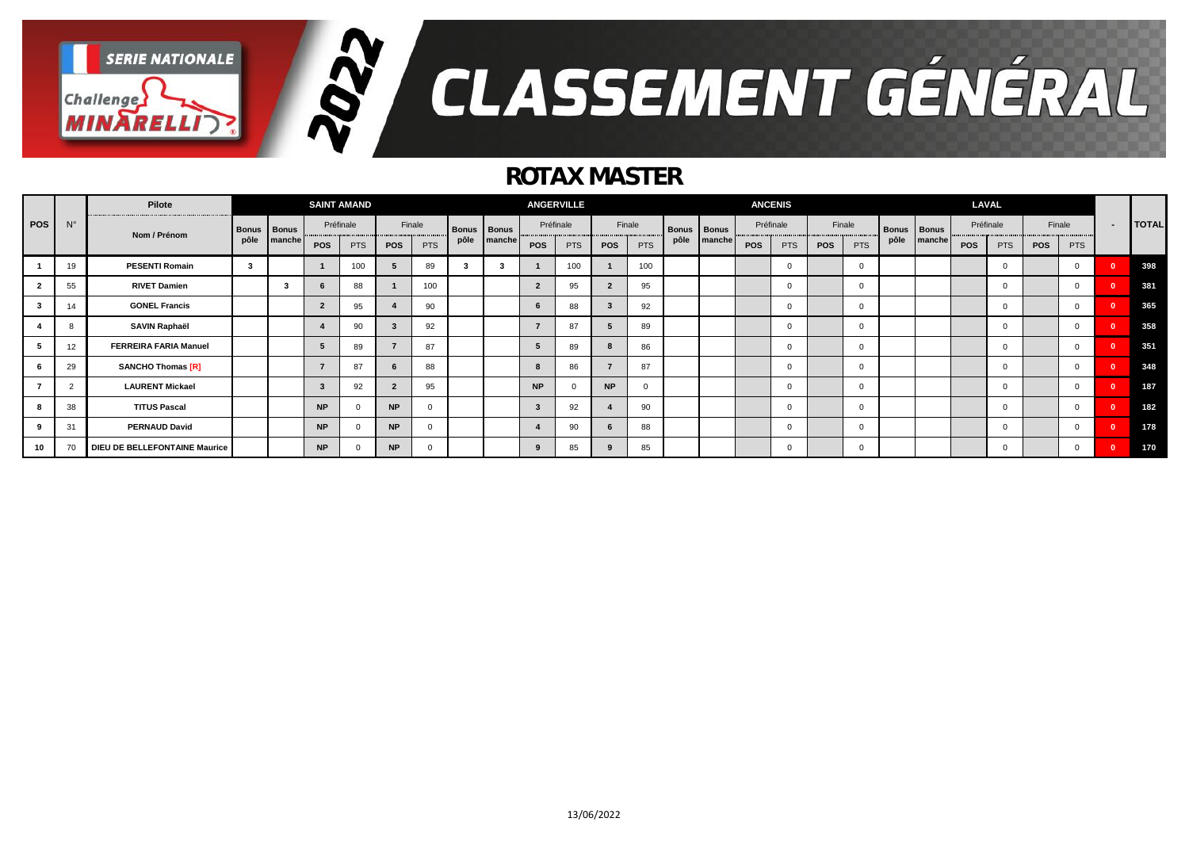# SERIE NATIONALE Challenge MINARELLI 2022 CLASSEMENT GÉNÉRAL

## ROTAX MASTER

| POS | N° | Pilote | SAINT AMAND | | | | | | ANGERVILLE | | | | | | ANCENIS | | | | | | LAVAL | | | | | | - | TOTAL |
|---|---|---|---|---|---|---|---|---|---|---|---|---|---|---|---|---|---|---|---|---|---|---|---|---|---|---|---|---|
| | | Nom / Prénom | Bonus pôle | Bonus manche | Préfinale | | Finale | | Bonus pôle | Bonus manche | Préfinale | | Finale | | Bonus pôle | Bonus manche | Préfinale | | Finale | | Bonus pôle | Bonus manche | Préfinale | | Finale | | | |
| | | | | | POS | PTS | POS | PTS | | | POS | PTS | POS | PTS | | | POS | PTS | POS | PTS | | | POS | PTS | POS | PTS | | |
| 1 | 19 | PESENTI Romain | 3 | | 1 | 100 | 5 | 89 | 3 | 3 | 1 | 100 | 1 | 100 | | | | 0 | | 0 | | | | 0 | | 0 | 0 | 398 |
| 2 | 55 | RIVET Damien | | 3 | 6 | 88 | 1 | 100 | | | 2 | 95 | 2 | 95 | | | | 0 | | 0 | | | | 0 | | 0 | 0 | 381 |
| 3 | 14 | GONEL Francis | | | 2 | 95 | 4 | 90 | | | 6 | 88 | 3 | 92 | | | | 0 | | 0 | | | | 0 | | 0 | 0 | 365 |
| 4 | 8 | SAVIN Raphaël | | | 4 | 90 | 3 | 92 | | | 7 | 87 | 5 | 89 | | | | 0 | | 0 | | | | 0 | | 0 | 0 | 358 |
| 5 | 12 | FERREIRA FARIA Manuel | | | 5 | 89 | 7 | 87 | | | 5 | 89 | 8 | 86 | | | | 0 | | 0 | | | | 0 | | 0 | 0 | 351 |
| 6 | 29 | SANCHO Thomas [R] | | | 7 | 87 | 6 | 88 | | | 8 | 86 | 7 | 87 | | | | 0 | | 0 | | | | 0 | | 0 | 0 | 348 |
| 7 | 2 | LAURENT Mickael | | | 3 | 92 | 2 | 95 | | | NP | 0 | NP | 0 | | | | 0 | | 0 | | | | 0 | | 0 | 0 | 187 |
| 8 | 38 | TITUS Pascal | | | NP | 0 | NP | 0 | | | 3 | 92 | 4 | 90 | | | | 0 | | 0 | | | | 0 | | 0 | 0 | 182 |
| 9 | 31 | PERNAUD David | | | NP | 0 | NP | 0 | | | 4 | 90 | 6 | 88 | | | | 0 | | 0 | | | | 0 | | 0 | 0 | 178 |
| 10 | 70 | DIEU DE BELLEFONTAINE Maurice | | | NP | 0 | NP | 0 | | | 9 | 85 | 9 | 85 | | | | 0 | | 0 | | | | 0 | | 0 | 0 | 170 |

13/06/2022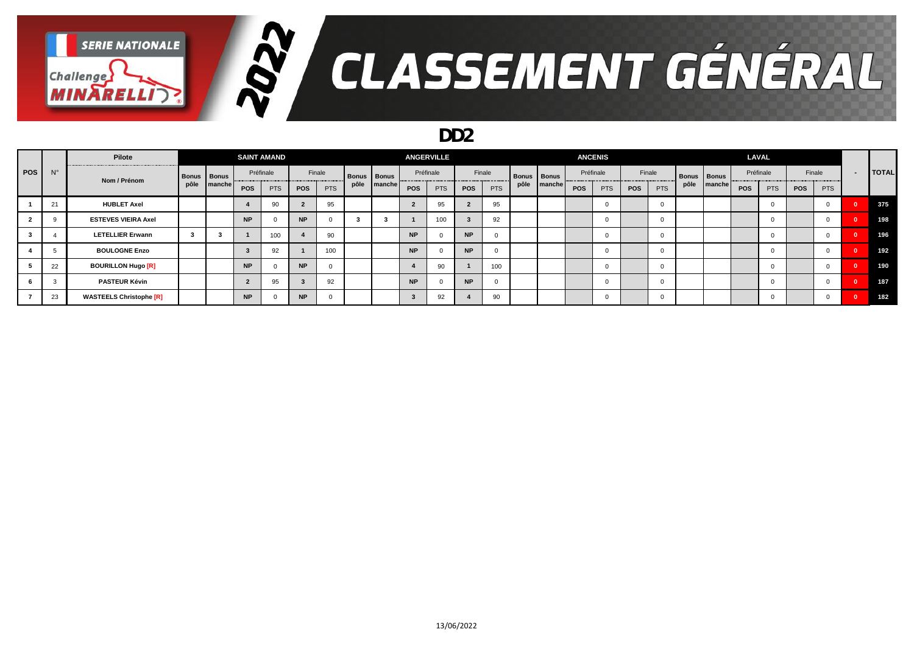# SERIE NATIONALE Challenge MINARELLI 2022 CLASSEMENT GÉNÉRAL

## DD2

| POS | N° | Pilote Nom / Prénom | SAINT AMAND Bonus pôle | SAINT AMAND Bonus manche | SAINT AMAND Préfinale POS | SAINT AMAND Préfinale PTS | SAINT AMAND Finale POS | SAINT AMAND Finale PTS | ANGERVILLE Bonus pôle | ANGERVILLE Bonus manche | ANGERVILLE Préfinale POS | ANGERVILLE Préfinale PTS | ANGERVILLE Finale POS | ANGERVILLE Finale PTS | ANCENIS Bonus pôle | ANCENIS Bonus manche | ANCENIS Préfinale POS | ANCENIS Préfinale PTS | ANCENIS Finale POS | ANCENIS Finale PTS | LAVAL Bonus pôle | LAVAL Bonus manche | LAVAL Préfinale POS | LAVAL Préfinale PTS | LAVAL Finale POS | LAVAL Finale PTS | - | TOTAL |
|---|---|---|---|---|---|---|---|---|---|---|---|---|---|---|---|---|---|---|---|---|---|---|---|---|---|---|---|---|
| 1 | 21 | HUBLET Axel | | | 4 | 90 | 2 | 95 | | | 2 | 95 | 2 | 95 | | | | 0 | | 0 | | | | 0 | | 0 | 0 | 375 |
| 2 | 9 | ESTEVES VIEIRA Axel | | | NP | 0 | NP | 0 | 3 | 3 | 1 | 100 | 3 | 92 | | | | 0 | | 0 | | | | 0 | | 0 | 0 | 198 |
| 3 | 4 | LETELLIER Erwann | 3 | 3 | 1 | 100 | 4 | 90 | | | NP | 0 | NP | 0 | | | | 0 | | 0 | | | | 0 | | 0 | 0 | 196 |
| 4 | 5 | BOULOGNE Enzo | | | 3 | 92 | 1 | 100 | | | NP | 0 | NP | 0 | | | | 0 | | 0 | | | | 0 | | 0 | 0 | 192 |
| 5 | 22 | BOURILLON Hugo [R] | | | NP | 0 | NP | 0 | | | 4 | 90 | 1 | 100 | | | | 0 | | 0 | | | | 0 | | 0 | 0 | 190 |
| 6 | 3 | PASTEUR Kévin | | | 2 | 95 | 3 | 92 | | | NP | 0 | NP | 0 | | | | 0 | | 0 | | | | 0 | | 0 | 0 | 187 |
| 7 | 23 | WASTEELS Christophe [R] | | | NP | 0 | NP | 0 | | | 3 | 92 | 4 | 90 | | | | 0 | | 0 | | | | 0 | | 0 | 0 | 182 |

13/06/2022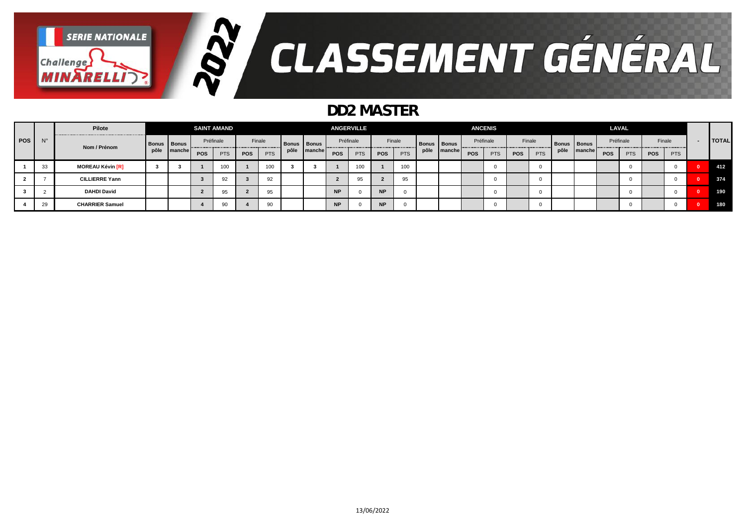# CLASSEMENT GÉNÉRAL

SERIE NATIONALE Challenge MINARELLI 2022

## DD2 MASTER

| POS | N° | Pilote Nom / Prénom | SAINT AMAND | | | | | | ANGERVILLE | | | | | | ANCENIS | | | | | | LAVAL | | | | | | - | TOTAL |
|---|---|---|---|---|---|---|---|---|---|---|---|---|---|---|---|---|---|---|---|---|---|---|---|---|---|---|---|---|
| | | | Bonus pôle | Bonus manche | Préfinale | | Finale | | Bonus pôle | Bonus manche | Préfinale | | Finale | | Bonus pôle | Bonus manche | Préfinale | | Finale | | Bonus pôle | Bonus manche | Préfinale | | Finale | | | |
| | | | | | POS | PTS | POS | PTS | | | POS | PTS | POS | PTS | | | POS | PTS | POS | PTS | | | POS | PTS | POS | PTS | | |
| 1 | 33 | MOREAU Kévin [R] | 3 | 3 | 1 | 100 | 1 | 100 | 3 | 3 | 1 | 100 | 1 | 100 | | | | 0 | | 0 | | | | 0 | | 0 | 0 | 412 |
| 2 | 7 | CILLIERRE Yann | | | 3 | 92 | 3 | 92 | | | 2 | 95 | 2 | 95 | | | | 0 | | 0 | | | | 0 | | 0 | 0 | 374 |
| 3 | 2 | DAHDI David | | | 2 | 95 | 2 | 95 | | | NP | 0 | NP | 0 | | | | 0 | | 0 | | | | 0 | | 0 | 0 | 190 |
| 4 | 29 | CHARRIER Samuel | | | 4 | 90 | 4 | 90 | | | NP | 0 | NP | 0 | | | | 0 | | 0 | | | | 0 | | 0 | 0 | 180 |

13/06/2022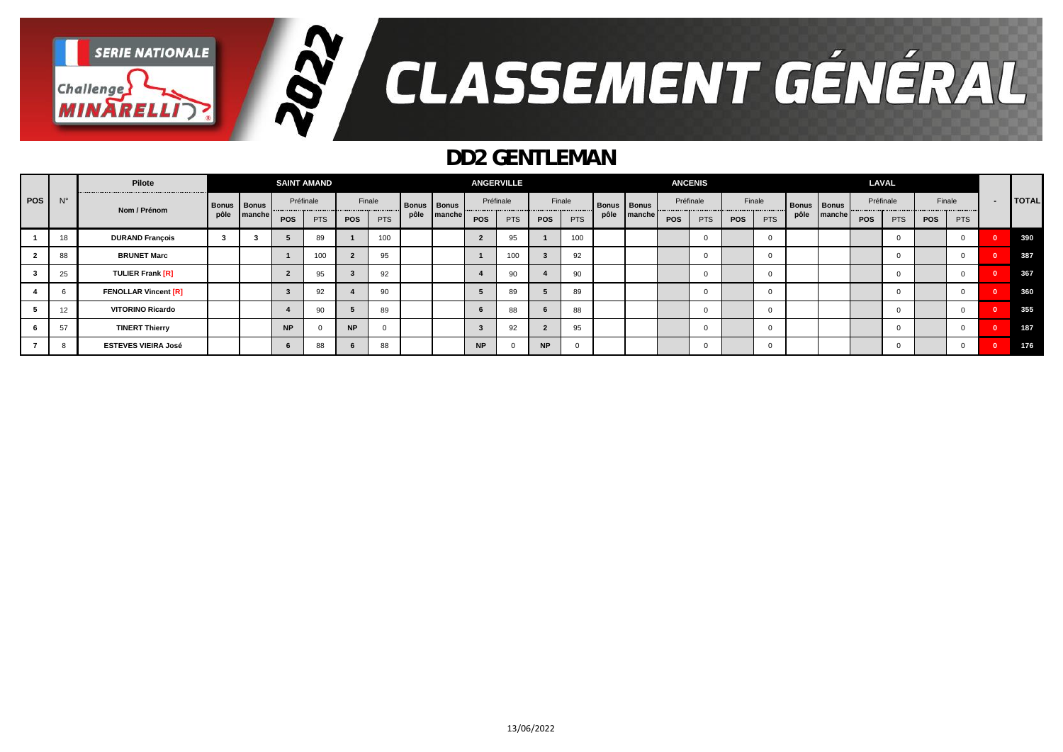# SERIE NATIONALE Challenge MINARELLI 2022 CLASSEMENT GÉNÉRAL

## DD2 GENTLEMAN

| POS | N° | Pilote | SAINT AMAND | | | | | | ANGERVILLE | | | | | | ANCENIS | | | | | | LAVAL | | | | | | - | TOTAL |
|---|---|---|---|---|---|---|---|---|---|---|---|---|---|---|---|---|---|---|---|---|---|---|---|---|---|---|---|---|
| | | Nom / Prénom | Bonus pôle | Bonus manche | Préfinale | | Finale | | Bonus pôle | Bonus manche | Préfinale | | Finale | | Bonus pôle | Bonus manche | Préfinale | | Finale | | Bonus pôle | Bonus manche | Préfinale | | Finale | | | |
| | | | | | POS | PTS | POS | PTS | | | POS | PTS | POS | PTS | | | POS | PTS | POS | PTS | | | POS | PTS | POS | PTS | | |
| 1 | 18 | DURAND François | 3 | 3 | 5 | 89 | 1 | 100 | | | 2 | 95 | 1 | 100 | | | | 0 | | 0 | | | | 0 | | 0 | 0 | 390 |
| 2 | 88 | BRUNET Marc | | | 1 | 100 | 2 | 95 | | | 1 | 100 | 3 | 92 | | | | 0 | | 0 | | | | 0 | | 0 | 0 | 387 |
| 3 | 25 | TULIER Frank [R] | | | 2 | 95 | 3 | 92 | | | 4 | 90 | 4 | 90 | | | | 0 | | 0 | | | | 0 | | 0 | 0 | 367 |
| 4 | 6 | FENOLLAR Vincent [R] | | | 3 | 92 | 4 | 90 | | | 5 | 89 | 5 | 89 | | | | 0 | | 0 | | | | 0 | | 0 | 0 | 360 |
| 5 | 12 | VITORINO Ricardo | | | 4 | 90 | 5 | 89 | | | 6 | 88 | 6 | 88 | | | | 0 | | 0 | | | | 0 | | 0 | 0 | 355 |
| 6 | 57 | TINERT Thierry | | | NP | 0 | NP | 0 | | | 3 | 92 | 2 | 95 | | | | 0 | | 0 | | | | 0 | | 0 | 0 | 187 |
| 7 | 8 | ESTEVES VIEIRA José | | | 6 | 88 | 6 | 88 | | | NP | 0 | NP | 0 | | | | 0 | | 0 | | | | 0 | | 0 | 0 | 176 |

13/06/2022